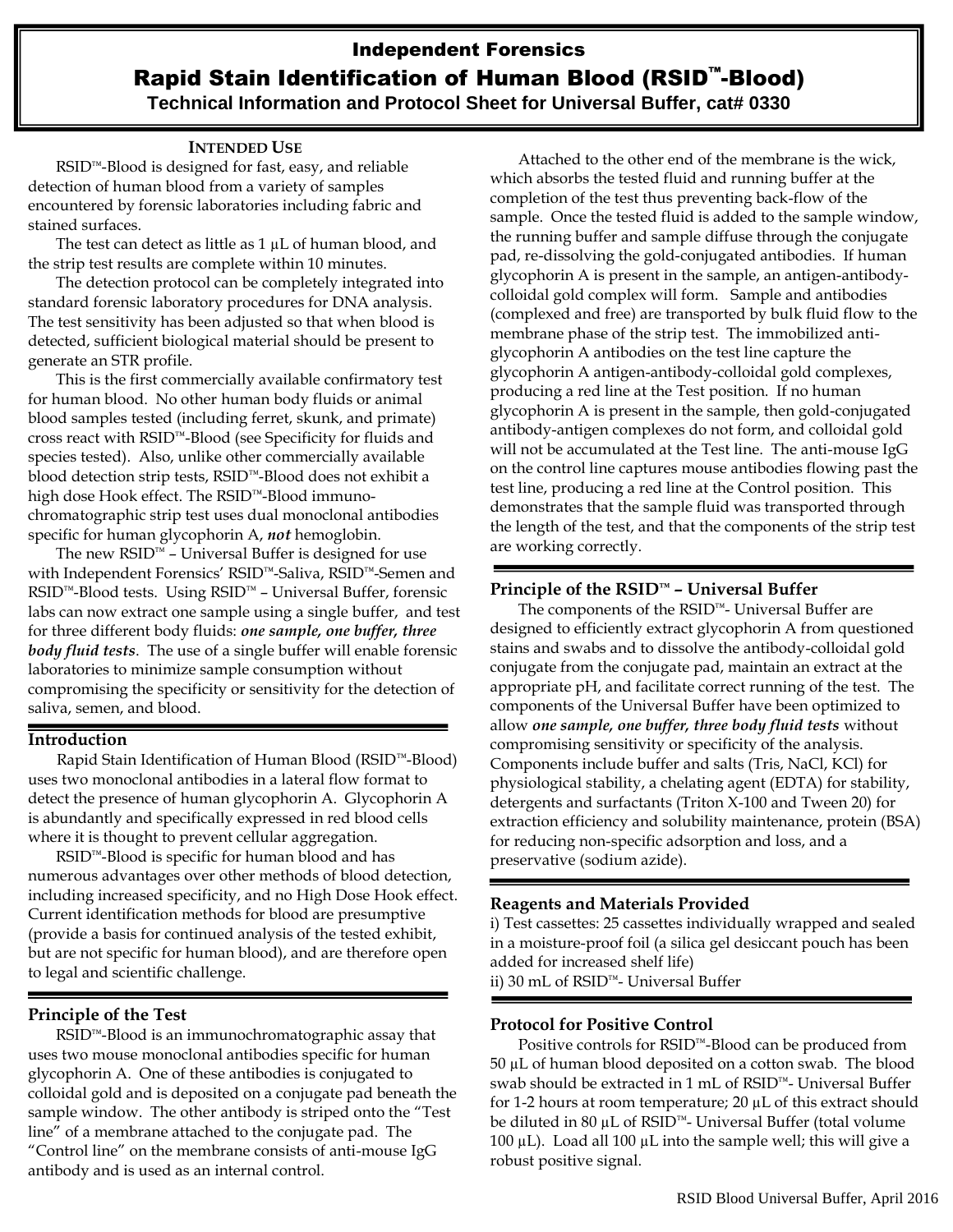# Independent Forensics

# Rapid Stain Identification of Human Blood (RSID™-Blood)

### Technical Information and Protocol Sheet for Universal Buffer, cat# 0330

## INTENDED USE

RSID™-Blood is designed for fast, easy, and reliable detection of human blood from a variety of samples encountered by forensic laboratories including fabric and stained surfaces.

The test can detect as little as 1 µL of human blood, and the strip test results are complete within 10 minutes.

The detection protocol can be completely integrated into standard forensic laboratory procedures for DNA analysis. The test sensitivity has been adjusted so that when blood is detected, sufficient biological material should be present to generate an STR profile.

This is the first commercially available confirmatory test for human blood. No other human body fluids or animal blood samples tested (including ferret, skunk, and primate) cross react with RSID™-Blood (see Specificity for fluids and species tested). Also, unlike other commercially available blood detection strip tests, RSID™-Blood does not exhibit a high dose Hook effect. The RSID™-Blood immuno-chromatographic strip test uses dual monoclonal antibodies specific for human glycophorin A, ***not*** hemoglobin.

The new RSID™ – Universal Buffer is designed for use with Independent Forensics' RSID™-Saliva, RSID™-Semen and RSID™-Blood tests. Using RSID™ – Universal Buffer, forensic labs can now extract one sample using a single buffer, and test for three different body fluids: ***one sample, one buffer, three body fluid tests***. The use of a single buffer will enable forensic laboratories to minimize sample consumption without compromising the specificity or sensitivity for the detection of saliva, semen, and blood.

## Introduction

Rapid Stain Identification of Human Blood (RSID™-Blood) uses two monoclonal antibodies in a lateral flow format to detect the presence of human glycophorin A. Glycophorin A is abundantly and specifically expressed in red blood cells where it is thought to prevent cellular aggregation.

RSID™-Blood is specific for human blood and has numerous advantages over other methods of blood detection, including increased specificity, and no High Dose Hook effect. Current identification methods for blood are presumptive (provide a basis for continued analysis of the tested exhibit, but are not specific for human blood), and are therefore open to legal and scientific challenge.

## Principle of the Test

RSID™-Blood is an immunochromatographic assay that uses two mouse monoclonal antibodies specific for human glycophorin A. One of these antibodies is conjugated to colloidal gold and is deposited on a conjugate pad beneath the sample window. The other antibody is striped onto the "Test line" of a membrane attached to the conjugate pad. The "Control line" on the membrane consists of anti-mouse IgG antibody and is used as an internal control.

Attached to the other end of the membrane is the wick, which absorbs the tested fluid and running buffer at the completion of the test thus preventing back-flow of the sample. Once the tested fluid is added to the sample window, the running buffer and sample diffuse through the conjugate pad, re-dissolving the gold-conjugated antibodies. If human glycophorin A is present in the sample, an antigen-antibody-colloidal gold complex will form. Sample and antibodies (complexed and free) are transported by bulk fluid flow to the membrane phase of the strip test. The immobilized anti-glycophorin A antibodies on the test line capture the glycophorin A antigen-antibody-colloidal gold complexes, producing a red line at the Test position. If no human glycophorin A is present in the sample, then gold-conjugated antibody-antigen complexes do not form, and colloidal gold will not be accumulated at the Test line. The anti-mouse IgG on the control line captures mouse antibodies flowing past the test line, producing a red line at the Control position. This demonstrates that the sample fluid was transported through the length of the test, and that the components of the strip test are working correctly.

## Principle of the RSID™ – Universal Buffer

The components of the RSID™- Universal Buffer are designed to efficiently extract glycophorin A from questioned stains and swabs and to dissolve the antibody-colloidal gold conjugate from the conjugate pad, maintain an extract at the appropriate pH, and facilitate correct running of the test. The components of the Universal Buffer have been optimized to allow ***one sample, one buffer, three body fluid tests*** without compromising sensitivity or specificity of the analysis. Components include buffer and salts (Tris, NaCl, KCl) for physiological stability, a chelating agent (EDTA) for stability, detergents and surfactants (Triton X-100 and Tween 20) for extraction efficiency and solubility maintenance, protein (BSA) for reducing non-specific adsorption and loss, and a preservative (sodium azide).

## Reagents and Materials Provided

i) Test cassettes: 25 cassettes individually wrapped and sealed in a moisture-proof foil (a silica gel desiccant pouch has been added for increased shelf life)
ii) 30 mL of RSID™- Universal Buffer

## Protocol for Positive Control

Positive controls for RSID™-Blood can be produced from 50 µL of human blood deposited on a cotton swab. The blood swab should be extracted in 1 mL of RSID™- Universal Buffer for 1-2 hours at room temperature; 20 µL of this extract should be diluted in 80 µL of RSID™- Universal Buffer (total volume 100 µL). Load all 100 µL into the sample well; this will give a robust positive signal.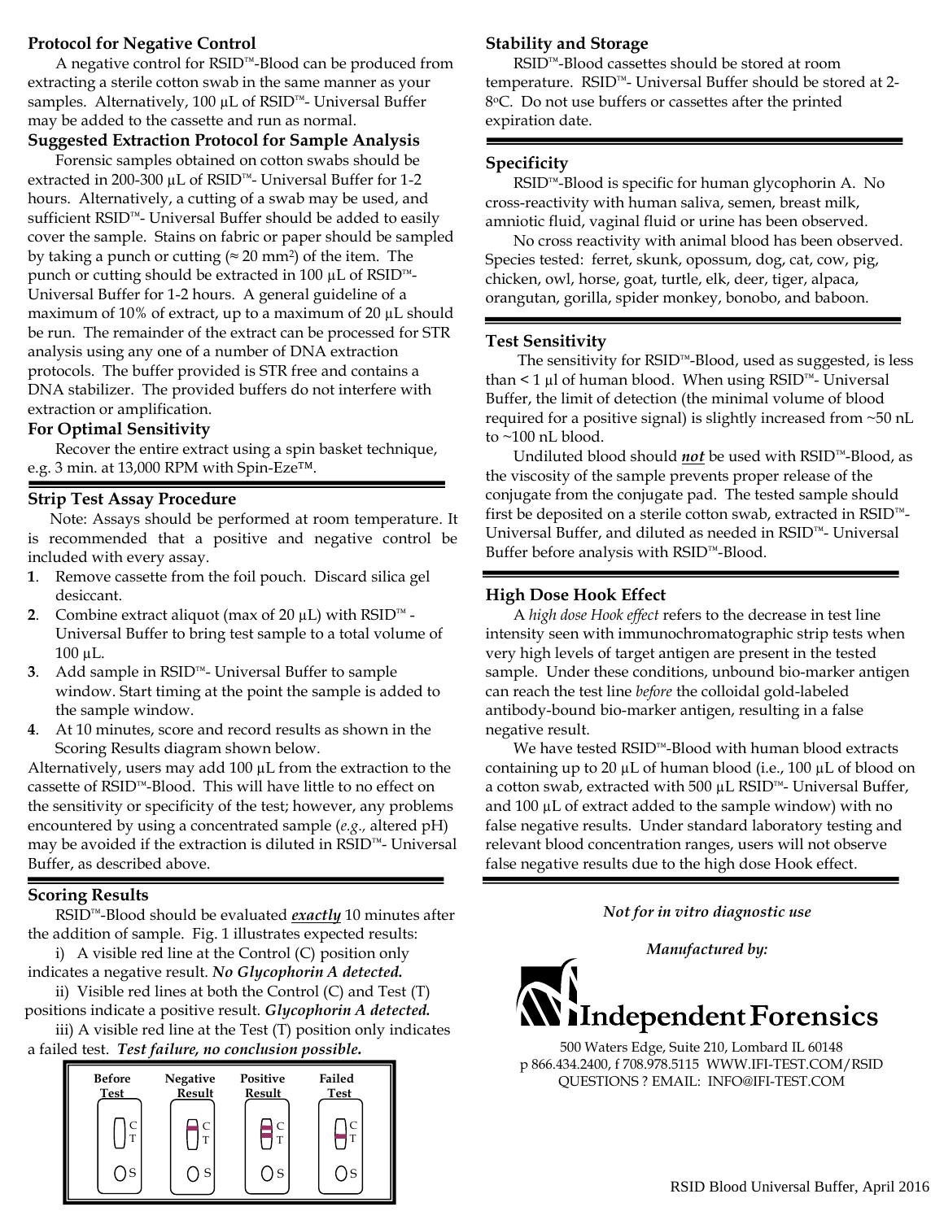### Protocol for Negative Control

A negative control for RSID™-Blood can be produced from extracting a sterile cotton swab in the same manner as your samples. Alternatively, 100 µL of RSID™- Universal Buffer may be added to the cassette and run as normal.

### Suggested Extraction Protocol for Sample Analysis

Forensic samples obtained on cotton swabs should be extracted in 200-300 µL of RSID™- Universal Buffer for 1-2 hours. Alternatively, a cutting of a swab may be used, and sufficient RSID™- Universal Buffer should be added to easily cover the sample. Stains on fabric or paper should be sampled by taking a punch or cutting (≈ 20 mm$^2$) of the item. The punch or cutting should be extracted in 100 µL of RSID™- Universal Buffer for 1-2 hours. A general guideline of a maximum of 10% of extract, up to a maximum of 20 µL should be run. The remainder of the extract can be processed for STR analysis using any one of a number of DNA extraction protocols. The buffer provided is STR free and contains a DNA stabilizer. The provided buffers do not interfere with extraction or amplification.

### For Optimal Sensitivity

Recover the entire extract using a spin basket technique, e.g. 3 min. at 13,000 RPM with Spin-Eze™.

### Strip Test Assay Procedure

Note: Assays should be performed at room temperature. It is recommended that a positive and negative control be included with every assay.

1. Remove cassette from the foil pouch. Discard silica gel desiccant.
2. Combine extract aliquot (max of 20 µL) with RSID™ - Universal Buffer to bring test sample to a total volume of 100 µL.
3. Add sample in RSID™- Universal Buffer to sample window. Start timing at the point the sample is added to the sample window.
4. At 10 minutes, score and record results as shown in the Scoring Results diagram shown below.

Alternatively, users may add 100 µL from the extraction to the cassette of RSID™-Blood. This will have little to no effect on the sensitivity or specificity of the test; however, any problems encountered by using a concentrated sample (*e.g.,* altered pH) may be avoided if the extraction is diluted in RSID™- Universal Buffer, as described above.

### Scoring Results

RSID™-Blood should be evaluated ***exactly*** 10 minutes after the addition of sample. Fig. 1 illustrates expected results:

i) A visible red line at the Control (C) position only indicates a negative result. ***No Glycophorin A detected.***

ii) Visible red lines at both the Control (C) and Test (T) positions indicate a positive result. ***Glycophorin A detected.***

iii) A visible red line at the Test (T) position only indicates a failed test. ***Test failure, no conclusion possible.***

Before Test
Negative Result
Positive Result
Failed Test
C
T
S

### Stability and Storage

RSID™-Blood cassettes should be stored at room temperature. RSID™- Universal Buffer should be stored at 2-8°C. Do not use buffers or cassettes after the printed expiration date.

### Specificity

RSID™-Blood is specific for human glycophorin A. No cross-reactivity with human saliva, semen, breast milk, amniotic fluid, vaginal fluid or urine has been observed.

No cross reactivity with animal blood has been observed. Species tested: ferret, skunk, opossum, dog, cat, cow, pig, chicken, owl, horse, goat, turtle, elk, deer, tiger, alpaca, orangutan, gorilla, spider monkey, bonobo, and baboon.

### Test Sensitivity

The sensitivity for RSID™-Blood, used as suggested, is less than < 1 µl of human blood. When using RSID™- Universal Buffer, the limit of detection (the minimal volume of blood required for a positive signal) is slightly increased from ~50 nL to ~100 nL blood.

Undiluted blood should ***not*** be used with RSID™-Blood, as the viscosity of the sample prevents proper release of the conjugate from the conjugate pad. The tested sample should first be deposited on a sterile cotton swab, extracted in RSID™- Universal Buffer, and diluted as needed in RSID™- Universal Buffer before analysis with RSID™-Blood.

### High Dose Hook Effect

A *high dose Hook effect* refers to the decrease in test line intensity seen with immunochromatographic strip tests when very high levels of target antigen are present in the tested sample. Under these conditions, unbound bio-marker antigen can reach the test line *before* the colloidal gold-labeled antibody-bound bio-marker antigen, resulting in a false negative result.

We have tested RSID™-Blood with human blood extracts containing up to 20 µL of human blood (i.e., 100 µL of blood on a cotton swab, extracted with 500 µL RSID™- Universal Buffer, and 100 µL of extract added to the sample window) with no false negative results. Under standard laboratory testing and relevant blood concentration ranges, users will not observe false negative results due to the high dose Hook effect.

***Not for in vitro diagnostic use***

***Manufactured by:***

**Independent Forensics**

500 Waters Edge, Suite 210, Lombard IL 60148
p 866.434.2400, f 708.978.5115 WWW.IFI-TEST.COM/RSID
QUESTIONS ? EMAIL: INFO@IFI-TEST.COM

RSID Blood Universal Buffer, April 2016